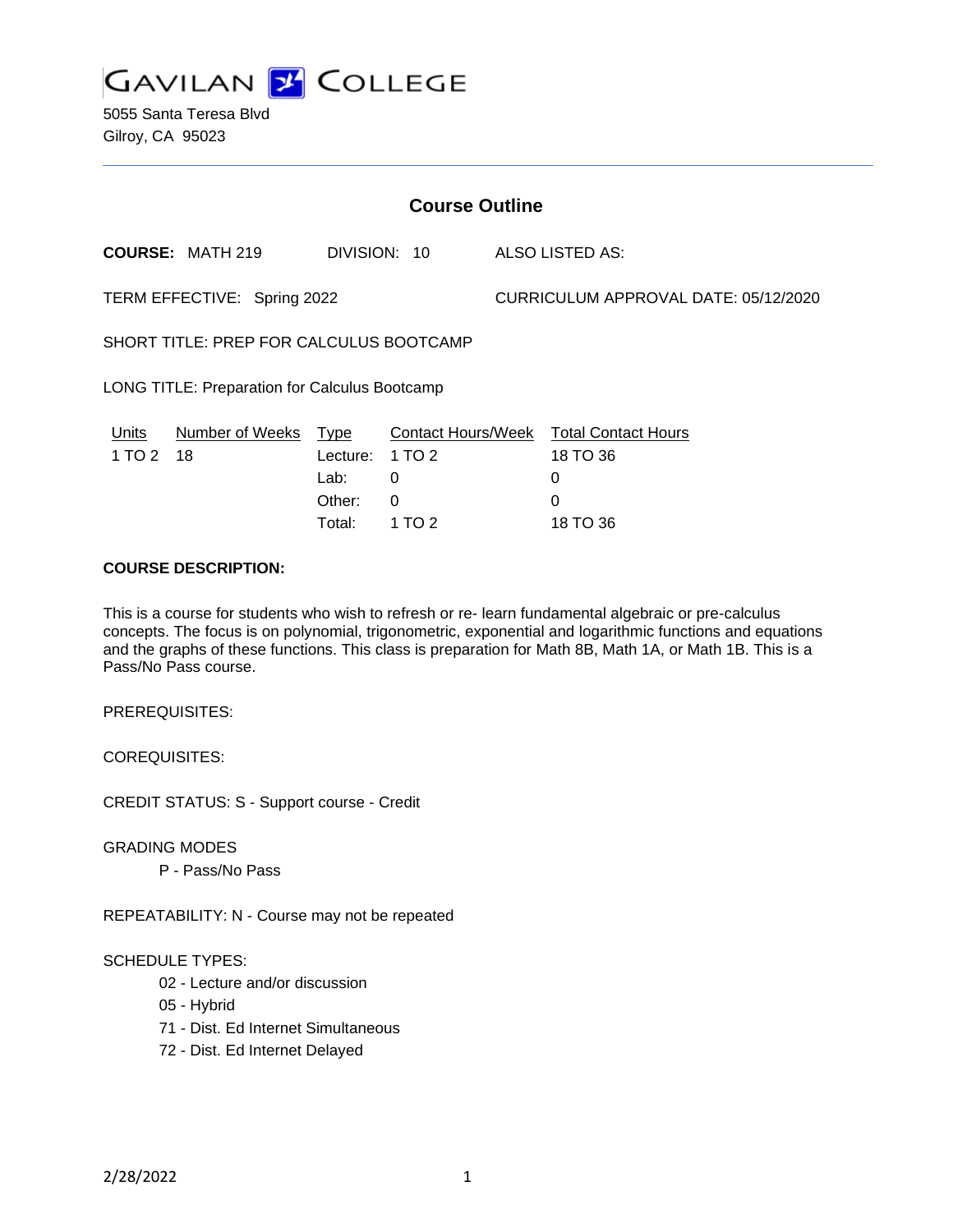# GAVILAN COLLEGE

5055 Santa Teresa Blvd
Gilroy, CA 95023

## Course Outline

**COURSE:** MATH 219 DIVISION: 10 ALSO LISTED AS:

TERM EFFECTIVE: Spring 2022 CURRICULUM APPROVAL DATE: 05/12/2020

SHORT TITLE: PREP FOR CALCULUS BOOTCAMP

LONG TITLE: Preparation for Calculus Bootcamp

| Units | Number of Weeks | Type | Contact Hours/Week | Total Contact Hours |
|---|---|---|---|---|
| 1 TO 2 | 18 | Lecture: | 1 TO 2 | 18 TO 36 |
| | | Lab: | 0 | 0 |
| | | Other: | 0 | 0 |
| | | Total: | 1 TO 2 | 18 TO 36 |

**COURSE DESCRIPTION:**

This is a course for students who wish to refresh or re- learn fundamental algebraic or pre-calculus concepts. The focus is on polynomial, trigonometric, exponential and logarithmic functions and equations and the graphs of these functions. This class is preparation for Math 8B, Math 1A, or Math 1B. This is a Pass/No Pass course.

PREREQUISITES:

COREQUISITES:

CREDIT STATUS: S - Support course - Credit

GRADING MODES

- P - Pass/No Pass

REPEATABILITY: N - Course may not be repeated

SCHEDULE TYPES:

- 02 - Lecture and/or discussion
- 05 - Hybrid
- 71 - Dist. Ed Internet Simultaneous
- 72 - Dist. Ed Internet Delayed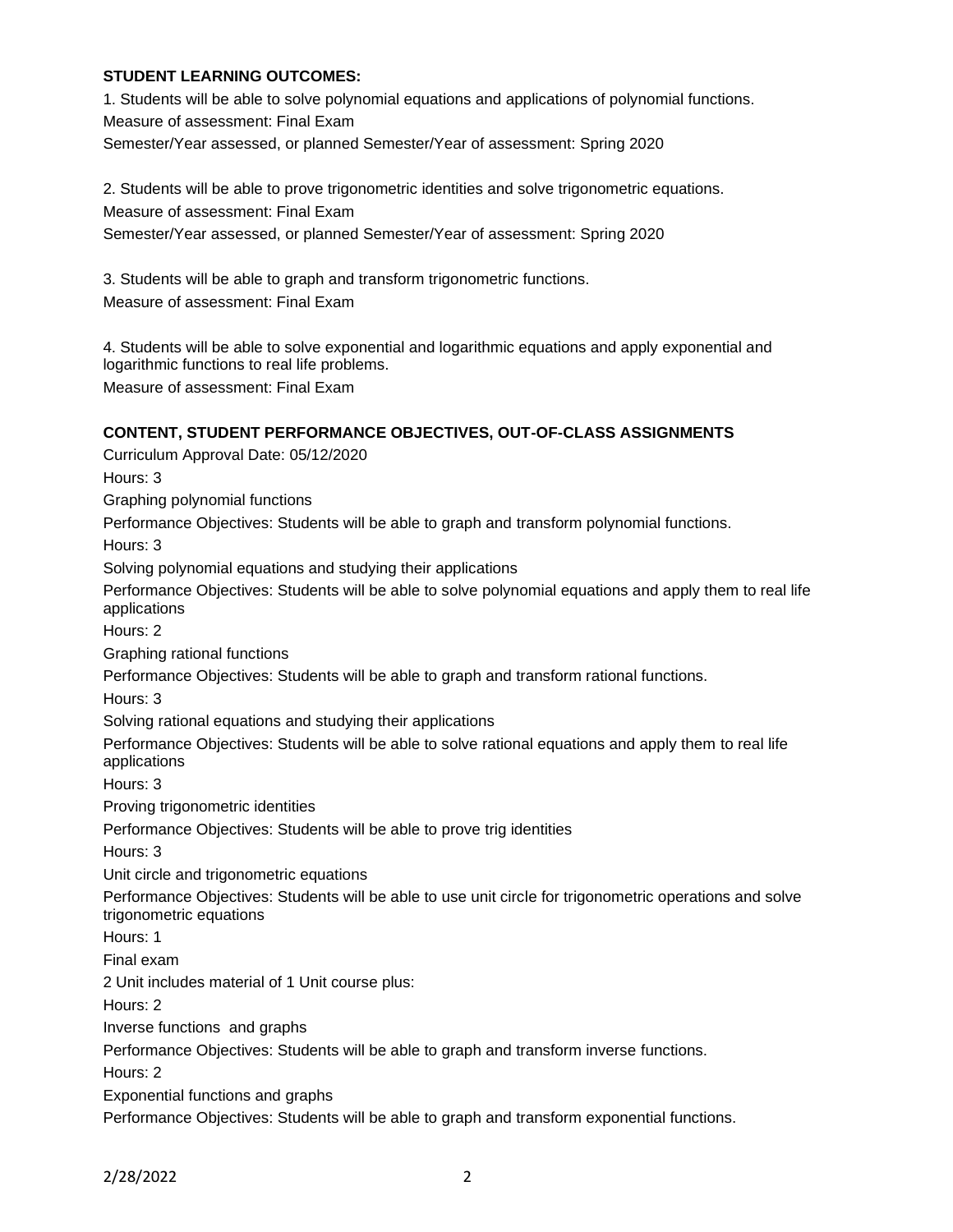**STUDENT LEARNING OUTCOMES:**

1. Students will be able to solve polynomial equations and applications of polynomial functions.
Measure of assessment: Final Exam
Semester/Year assessed, or planned Semester/Year of assessment: Spring 2020

2. Students will be able to prove trigonometric identities and solve trigonometric equations.
Measure of assessment: Final Exam
Semester/Year assessed, or planned Semester/Year of assessment: Spring 2020

3. Students will be able to graph and transform trigonometric functions.
Measure of assessment: Final Exam

4. Students will be able to solve exponential and logarithmic equations and apply exponential and logarithmic functions to real life problems.
Measure of assessment: Final Exam

**CONTENT, STUDENT PERFORMANCE OBJECTIVES, OUT-OF-CLASS ASSIGNMENTS**

Curriculum Approval Date: 05/12/2020

Hours: 3

Graphing polynomial functions

Performance Objectives: Students will be able to graph and transform polynomial functions.

Hours: 3

Solving polynomial equations and studying their applications

Performance Objectives: Students will be able to solve polynomial equations and apply them to real life applications

Hours: 2

Graphing rational functions

Performance Objectives: Students will be able to graph and transform rational functions.

Hours: 3

Solving rational equations and studying their applications

Performance Objectives: Students will be able to solve rational equations and apply them to real life applications

Hours: 3

Proving trigonometric identities

Performance Objectives: Students will be able to prove trig identities

Hours: 3

Unit circle and trigonometric equations

Performance Objectives: Students will be able to use unit circle for trigonometric operations and solve trigonometric equations

Hours: 1

Final exam

2 Unit includes material of 1 Unit course plus:

Hours: 2

Inverse functions and graphs

Performance Objectives: Students will be able to graph and transform inverse functions.

Hours: 2

Exponential functions and graphs

Performance Objectives: Students will be able to graph and transform exponential functions.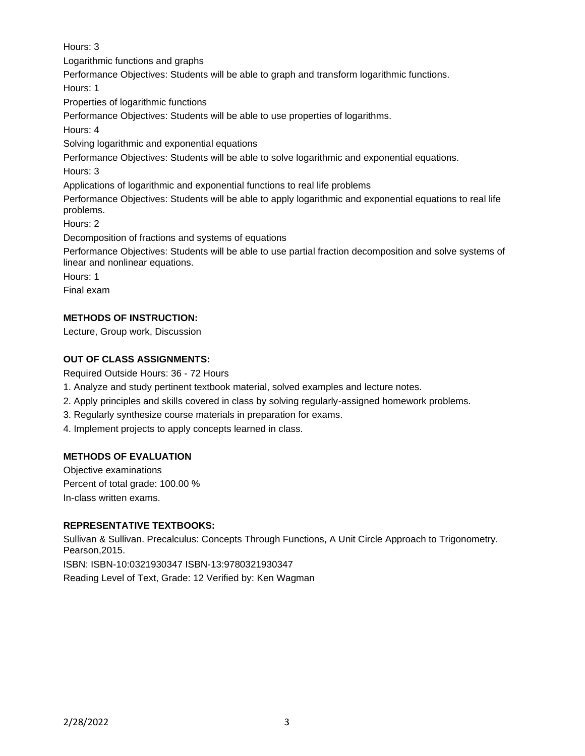Hours: 3

Logarithmic functions and graphs

Performance Objectives: Students will be able to graph and transform logarithmic functions.

Hours: 1

Properties of logarithmic functions

Performance Objectives: Students will be able to use properties of logarithms.

Hours: 4

Solving logarithmic and exponential equations

Performance Objectives: Students will be able to solve logarithmic and exponential equations.

Hours: 3

Applications of logarithmic and exponential functions to real life problems

Performance Objectives: Students will be able to apply logarithmic and exponential equations to real life problems.

Hours: 2

Decomposition of fractions and systems of equations

Performance Objectives: Students will be able to use partial fraction decomposition and solve systems of linear and nonlinear equations.

Hours: 1

Final exam

**METHODS OF INSTRUCTION:**

Lecture, Group work, Discussion

**OUT OF CLASS ASSIGNMENTS:**

Required Outside Hours: 36 - 72 Hours

1. Analyze and study pertinent textbook material, solved examples and lecture notes.
2. Apply principles and skills covered in class by solving regularly-assigned homework problems.
3. Regularly synthesize course materials in preparation for exams.
4. Implement projects to apply concepts learned in class.

**METHODS OF EVALUATION**

Objective examinations

Percent of total grade: 100.00 %

In-class written exams.

**REPRESENTATIVE TEXTBOOKS:**

Sullivan & Sullivan. Precalculus: Concepts Through Functions, A Unit Circle Approach to Trigonometry. Pearson,2015.

ISBN: ISBN-10:0321930347 ISBN-13:9780321930347

Reading Level of Text, Grade: 12 Verified by: Ken Wagman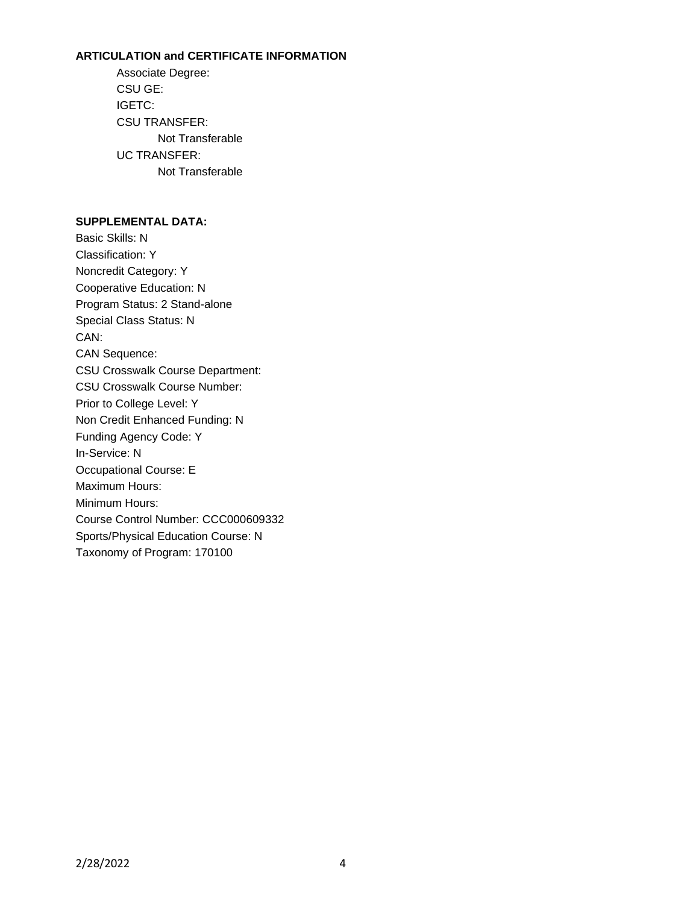**ARTICULATION and CERTIFICATE INFORMATION**

Associate Degree:
CSU GE:
IGETC:
CSU TRANSFER:
Not Transferable
UC TRANSFER:
Not Transferable

**SUPPLEMENTAL DATA:**

Basic Skills: N
Classification: Y
Noncredit Category: Y
Cooperative Education: N
Program Status: 2 Stand-alone
Special Class Status: N
CAN:
CAN Sequence:
CSU Crosswalk Course Department:
CSU Crosswalk Course Number:
Prior to College Level: Y
Non Credit Enhanced Funding: N
Funding Agency Code: Y
In-Service: N
Occupational Course: E
Maximum Hours:
Minimum Hours:
Course Control Number: CCC000609332
Sports/Physical Education Course: N
Taxonomy of Program: 170100